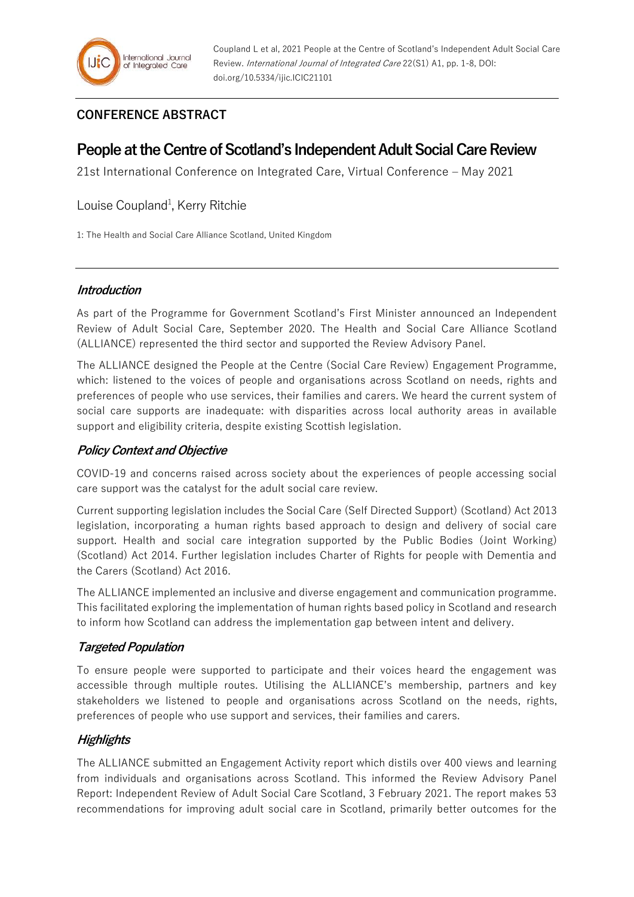Coupland L et al, 2021 People at the Centre of Scotland's Independent Adult Social Care Review. *International Journal of Integrated Care* 22(S1) A1, pp. 1-8, DOI: doi.org/10.5334/ijic.ICIC21101

**CONFERENCE ABSTRACT**

# People at the Centre of Scotland's Independent Adult Social Care Review

21st International Conference on Integrated Care, Virtual Conference – May 2021

Louise Coupland[1], Kerry Ritchie

1: The Health and Social Care Alliance Scotland, United Kingdom

## *Introduction*

As part of the Programme for Government Scotland's First Minister announced an Independent Review of Adult Social Care, September 2020. The Health and Social Care Alliance Scotland (ALLIANCE) represented the third sector and supported the Review Advisory Panel.

The ALLIANCE designed the People at the Centre (Social Care Review) Engagement Programme, which: listened to the voices of people and organisations across Scotland on needs, rights and preferences of people who use services, their families and carers. We heard the current system of social care supports are inadequate: with disparities across local authority areas in available support and eligibility criteria, despite existing Scottish legislation.

## *Policy Context and Objective*

COVID-19 and concerns raised across society about the experiences of people accessing social care support was the catalyst for the adult social care review.

Current supporting legislation includes the Social Care (Self Directed Support) (Scotland) Act 2013 legislation, incorporating a human rights based approach to design and delivery of social care support. Health and social care integration supported by the Public Bodies (Joint Working) (Scotland) Act 2014. Further legislation includes Charter of Rights for people with Dementia and the Carers (Scotland) Act 2016.

The ALLIANCE implemented an inclusive and diverse engagement and communication programme. This facilitated exploring the implementation of human rights based policy in Scotland and research to inform how Scotland can address the implementation gap between intent and delivery.

## *Targeted Population*

To ensure people were supported to participate and their voices heard the engagement was accessible through multiple routes. Utilising the ALLIANCE's membership, partners and key stakeholders we listened to people and organisations across Scotland on the needs, rights, preferences of people who use support and services, their families and carers.

## *Highlights*

The ALLIANCE submitted an Engagement Activity report which distils over 400 views and learning from individuals and organisations across Scotland. This informed the Review Advisory Panel Report: Independent Review of Adult Social Care Scotland, 3 February 2021. The report makes 53 recommendations for improving adult social care in Scotland, primarily better outcomes for the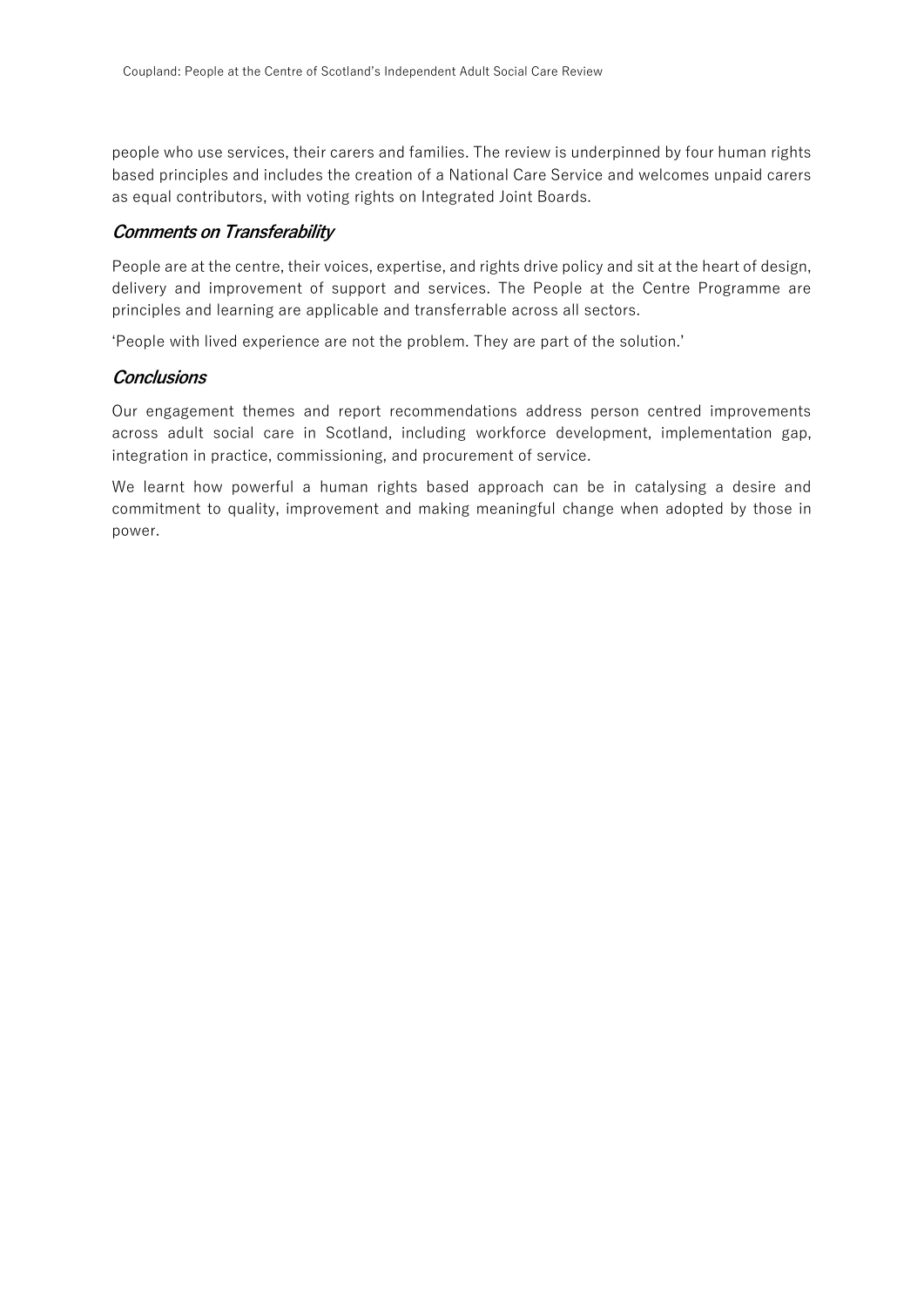people who use services, their carers and families. The review is underpinned by four human rights based principles and includes the creation of a National Care Service and welcomes unpaid carers as equal contributors, with voting rights on Integrated Joint Boards.

### *Comments on Transferability*

People are at the centre, their voices, expertise, and rights drive policy and sit at the heart of design, delivery and improvement of support and services. The People at the Centre Programme are principles and learning are applicable and transferrable across all sectors.

'People with lived experience are not the problem. They are part of the solution.'

### *Conclusions*

Our engagement themes and report recommendations address person centred improvements across adult social care in Scotland, including workforce development, implementation gap, integration in practice, commissioning, and procurement of service.

We learnt how powerful a human rights based approach can be in catalysing a desire and commitment to quality, improvement and making meaningful change when adopted by those in power.